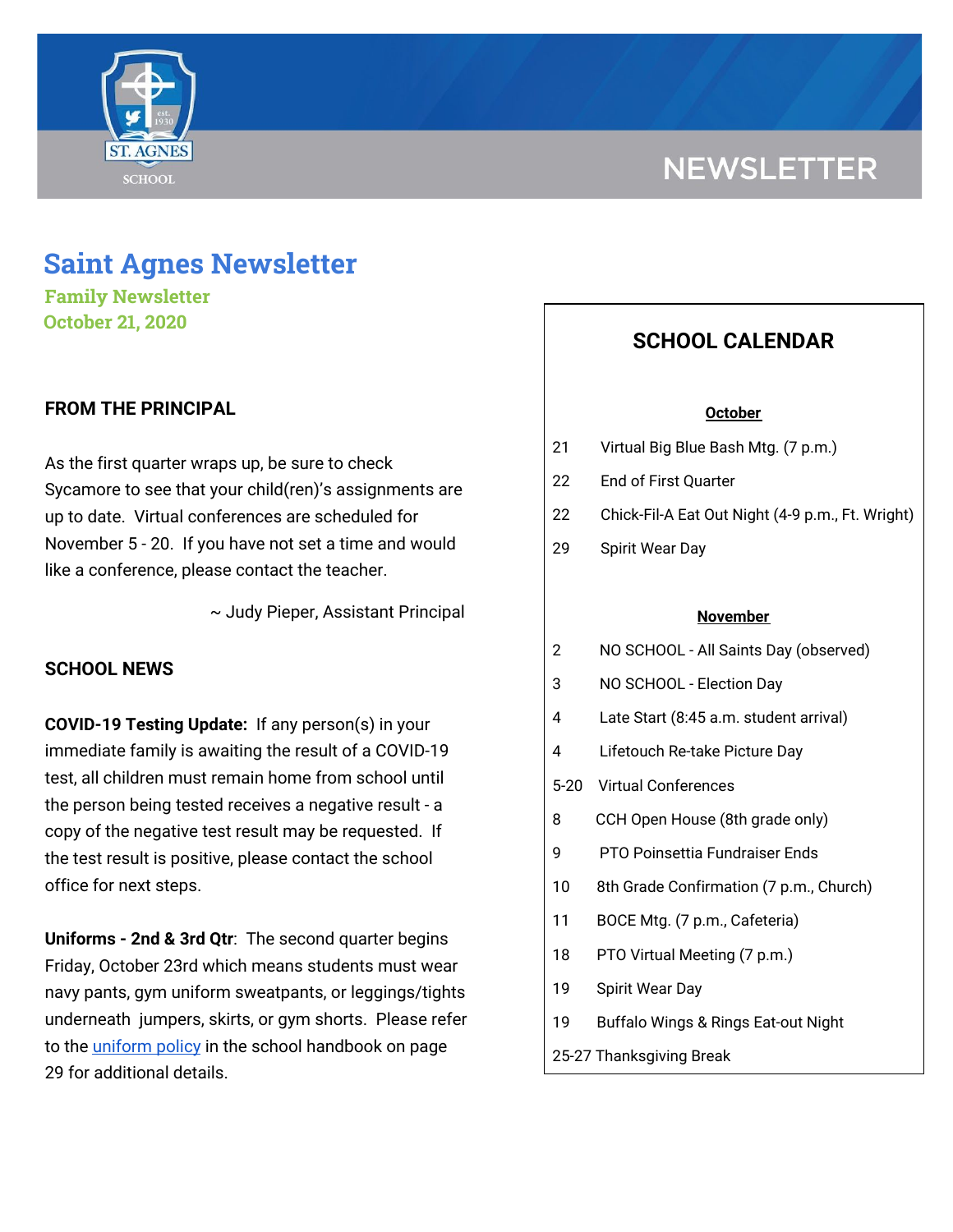# NEWSLETTER

# Saint Agnes Newsletter

**Family Newsletter**
**October 21, 2020**

## FROM THE PRINCIPAL

As the first quarter wraps up, be sure to check Sycamore to see that your child(ren)'s assignments are up to date. Virtual conferences are scheduled for November 5 - 20. If you have not set a time and would like a conference, please contact the teacher.

~ Judy Pieper, Assistant Principal

## SCHOOL NEWS

**COVID-19 Testing Update:** If any person(s) in your immediate family is awaiting the result of a COVID-19 test, all children must remain home from school until the person being tested receives a negative result - a copy of the negative test result may be requested. If the test result is positive, please contact the school office for next steps.

**Uniforms - 2nd & 3rd Qtr**: The second quarter begins Friday, October 23rd which means students must wear navy pants, gym uniform sweatpants, or leggings/tights underneath jumpers, skirts, or gym shorts. Please refer to the uniform policy in the school handbook on page 29 for additional details.

## SCHOOL CALENDAR

**October**

| | |
|---|---|
| 21 | Virtual Big Blue Bash Mtg. (7 p.m.) |
| 22 | End of First Quarter |
| 22 | Chick-Fil-A Eat Out Night (4-9 p.m., Ft. Wright) |
| 29 | Spirit Wear Day |

**November**

| | |
|---|---|
| 2 | NO SCHOOL - All Saints Day (observed) |
| 3 | NO SCHOOL - Election Day |
| 4 | Late Start (8:45 a.m. student arrival) |
| 4 | Lifetouch Re-take Picture Day |
| 5-20 | Virtual Conferences |
| 8 | CCH Open House (8th grade only) |
| 9 | PTO Poinsettia Fundraiser Ends |
| 10 | 8th Grade Confirmation (7 p.m., Church) |
| 11 | BOCE Mtg. (7 p.m., Cafeteria) |
| 18 | PTO Virtual Meeting (7 p.m.) |
| 19 | Spirit Wear Day |
| 19 | Buffalo Wings & Rings Eat-out Night |
| 25-27 | Thanksgiving Break |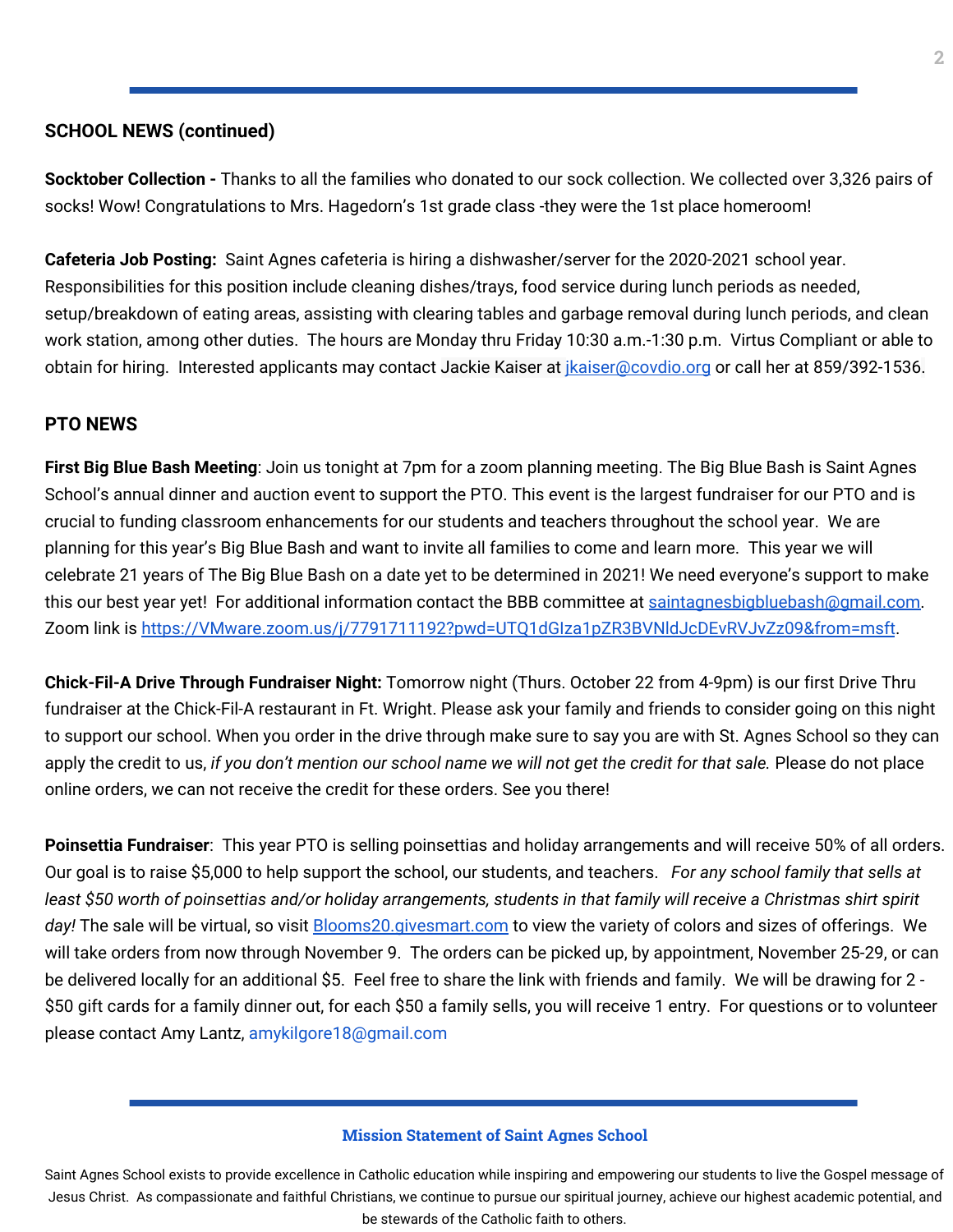## SCHOOL NEWS (continued)

**Socktober Collection -** Thanks to all the families who donated to our sock collection. We collected over 3,326 pairs of socks! Wow! Congratulations to Mrs. Hagedorn's 1st grade class -they were the 1st place homeroom!

**Cafeteria Job Posting:** Saint Agnes cafeteria is hiring a dishwasher/server for the 2020-2021 school year. Responsibilities for this position include cleaning dishes/trays, food service during lunch periods as needed, setup/breakdown of eating areas, assisting with clearing tables and garbage removal during lunch periods, and clean work station, among other duties. The hours are Monday thru Friday 10:30 a.m.-1:30 p.m. Virtus Compliant or able to obtain for hiring. Interested applicants may contact Jackie Kaiser at jkaiser@covdio.org or call her at 859/392-1536.

## PTO NEWS

**First Big Blue Bash Meeting**: Join us tonight at 7pm for a zoom planning meeting. The Big Blue Bash is Saint Agnes School's annual dinner and auction event to support the PTO. This event is the largest fundraiser for our PTO and is crucial to funding classroom enhancements for our students and teachers throughout the school year. We are planning for this year's Big Blue Bash and want to invite all families to come and learn more. This year we will celebrate 21 years of The Big Blue Bash on a date yet to be determined in 2021! We need everyone's support to make this our best year yet! For additional information contact the BBB committee at saintagnesbigbluebash@gmail.com. Zoom link is https://VMware.zoom.us/j/7791711192?pwd=UTQ1dGIza1pZR3BVNldJcDEvRVJvZz09&from=msft.

**Chick-Fil-A Drive Through Fundraiser Night:** Tomorrow night (Thurs. October 22 from 4-9pm) is our first Drive Thru fundraiser at the Chick-Fil-A restaurant in Ft. Wright. Please ask your family and friends to consider going on this night to support our school. When you order in the drive through make sure to say you are with St. Agnes School so they can apply the credit to us, *if you don't mention our school name we will not get the credit for that sale.* Please do not place online orders, we can not receive the credit for these orders. See you there!

**Poinsettia Fundraiser**: This year PTO is selling poinsettias and holiday arrangements and will receive 50% of all orders. Our goal is to raise $5,000 to help support the school, our students, and teachers. *For any school family that sells at least $50 worth of poinsettias and/or holiday arrangements, students in that family will receive a Christmas shirt spirit day!* The sale will be virtual, so visit Blooms20.givesmart.com to view the variety of colors and sizes of offerings. We will take orders from now through November 9. The orders can be picked up, by appointment, November 25-29, or can be delivered locally for an additional $5. Feel free to share the link with friends and family. We will be drawing for 2 - $50 gift cards for a family dinner out, for each $50 a family sells, you will receive 1 entry. For questions or to volunteer please contact Amy Lantz, amykilgore18@gmail.com

**Mission Statement of Saint Agnes School**

Saint Agnes School exists to provide excellence in Catholic education while inspiring and empowering our students to live the Gospel message of Jesus Christ. As compassionate and faithful Christians, we continue to pursue our spiritual journey, achieve our highest academic potential, and be stewards of the Catholic faith to others.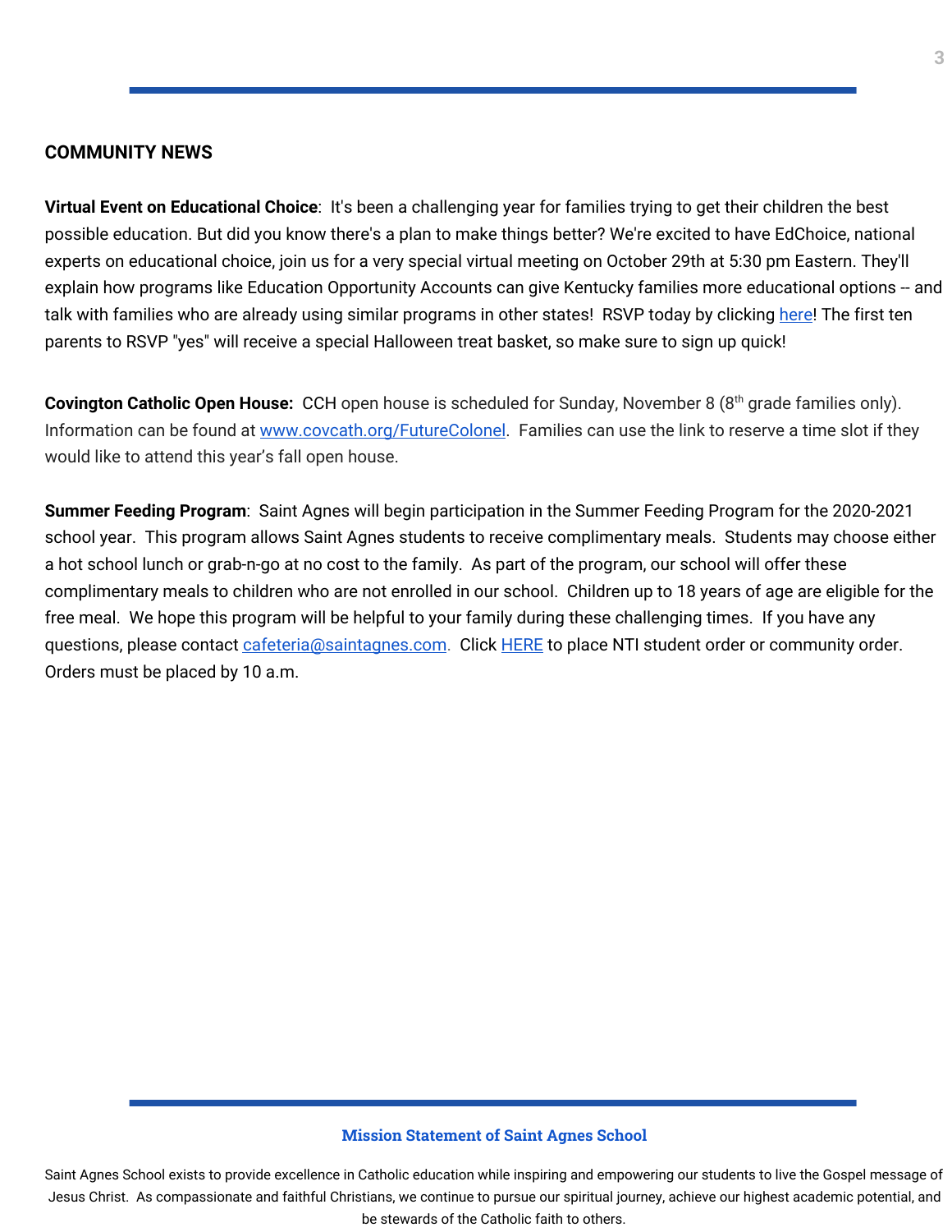## COMMUNITY NEWS

**Virtual Event on Educational Choice**: It's been a challenging year for families trying to get their children the best possible education. But did you know there's a plan to make things better? We're excited to have EdChoice, national experts on educational choice, join us for a very special virtual meeting on October 29th at 5:30 pm Eastern. They'll explain how programs like Education Opportunity Accounts can give Kentucky families more educational options -- and talk with families who are already using similar programs in other states! RSVP today by clicking here! The first ten parents to RSVP "yes" will receive a special Halloween treat basket, so make sure to sign up quick!

**Covington Catholic Open House:** CCH open house is scheduled for Sunday, November 8 (8th grade families only). Information can be found at www.covcath.org/FutureColonel. Families can use the link to reserve a time slot if they would like to attend this year's fall open house.

**Summer Feeding Program**: Saint Agnes will begin participation in the Summer Feeding Program for the 2020-2021 school year. This program allows Saint Agnes students to receive complimentary meals. Students may choose either a hot school lunch or grab-n-go at no cost to the family. As part of the program, our school will offer these complimentary meals to children who are not enrolled in our school. Children up to 18 years of age are eligible for the free meal. We hope this program will be helpful to your family during these challenging times. If you have any questions, please contact cafeteria@saintagnes.com. Click HERE to place NTI student order or community order. Orders must be placed by 10 a.m.

**Mission Statement of Saint Agnes School**

Saint Agnes School exists to provide excellence in Catholic education while inspiring and empowering our students to live the Gospel message of Jesus Christ. As compassionate and faithful Christians, we continue to pursue our spiritual journey, achieve our highest academic potential, and be stewards of the Catholic faith to others.